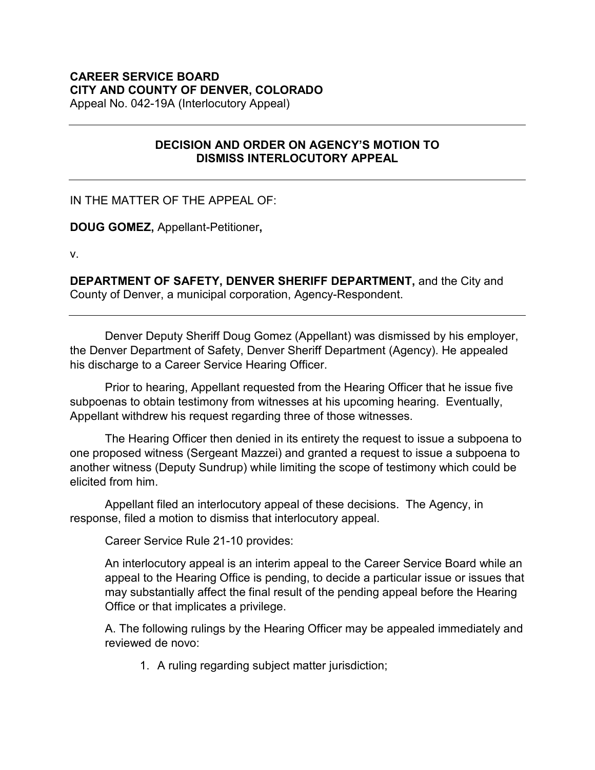**CAREER SERVICE BOARD**
**CITY AND COUNTY OF DENVER, COLORADO**
Appeal No. 042-19A (Interlocutory Appeal)

---

## DECISION AND ORDER ON AGENCY'S MOTION TO DISMISS INTERLOCUTORY APPEAL

---

IN THE MATTER OF THE APPEAL OF:

**DOUG GOMEZ,** Appellant-Petitioner**,**

v.

**DEPARTMENT OF SAFETY, DENVER SHERIFF DEPARTMENT,** and the City and County of Denver, a municipal corporation, Agency-Respondent.

---

Denver Deputy Sheriff Doug Gomez (Appellant) was dismissed by his employer, the Denver Department of Safety, Denver Sheriff Department (Agency). He appealed his discharge to a Career Service Hearing Officer.

Prior to hearing, Appellant requested from the Hearing Officer that he issue five subpoenas to obtain testimony from witnesses at his upcoming hearing. Eventually, Appellant withdrew his request regarding three of those witnesses.

The Hearing Officer then denied in its entirety the request to issue a subpoena to one proposed witness (Sergeant Mazzei) and granted a request to issue a subpoena to another witness (Deputy Sundrup) while limiting the scope of testimony which could be elicited from him.

Appellant filed an interlocutory appeal of these decisions. The Agency, in response, filed a motion to dismiss that interlocutory appeal.

Career Service Rule 21-10 provides:

An interlocutory appeal is an interim appeal to the Career Service Board while an appeal to the Hearing Office is pending, to decide a particular issue or issues that may substantially affect the final result of the pending appeal before the Hearing Office or that implicates a privilege.

A. The following rulings by the Hearing Officer may be appealed immediately and reviewed de novo:

1. A ruling regarding subject matter jurisdiction;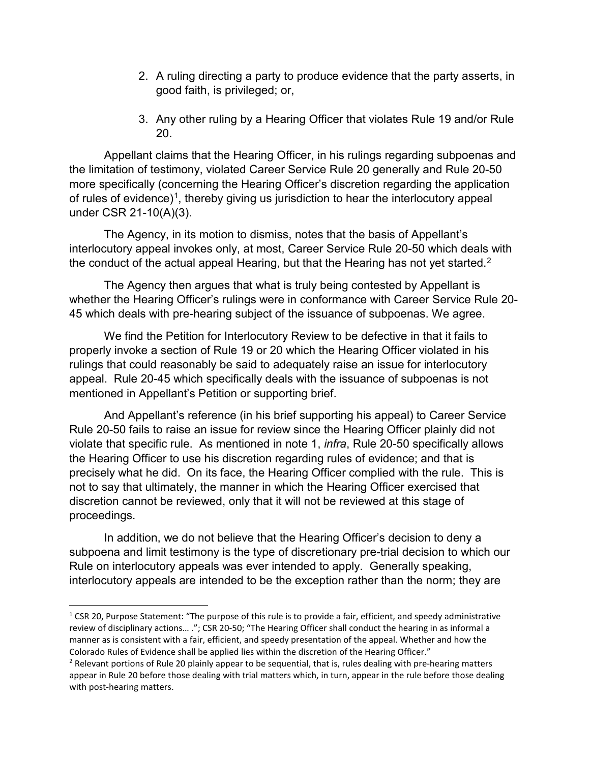2. A ruling directing a party to produce evidence that the party asserts, in good faith, is privileged; or,

3. Any other ruling by a Hearing Officer that violates Rule 19 and/or Rule 20.

Appellant claims that the Hearing Officer, in his rulings regarding subpoenas and the limitation of testimony, violated Career Service Rule 20 generally and Rule 20-50 more specifically (concerning the Hearing Officer's discretion regarding the application of rules of evidence)[1], thereby giving us jurisdiction to hear the interlocutory appeal under CSR 21-10(A)(3).

The Agency, in its motion to dismiss, notes that the basis of Appellant's interlocutory appeal invokes only, at most, Career Service Rule 20-50 which deals with the conduct of the actual appeal Hearing, but that the Hearing has not yet started.[2]

The Agency then argues that what is truly being contested by Appellant is whether the Hearing Officer's rulings were in conformance with Career Service Rule 20-45 which deals with pre-hearing subject of the issuance of subpoenas. We agree.

We find the Petition for Interlocutory Review to be defective in that it fails to properly invoke a section of Rule 19 or 20 which the Hearing Officer violated in his rulings that could reasonably be said to adequately raise an issue for interlocutory appeal. Rule 20-45 which specifically deals with the issuance of subpoenas is not mentioned in Appellant's Petition or supporting brief.

And Appellant's reference (in his brief supporting his appeal) to Career Service Rule 20-50 fails to raise an issue for review since the Hearing Officer plainly did not violate that specific rule. As mentioned in note 1, *infra*, Rule 20-50 specifically allows the Hearing Officer to use his discretion regarding rules of evidence; and that is precisely what he did. On its face, the Hearing Officer complied with the rule. This is not to say that ultimately, the manner in which the Hearing Officer exercised that discretion cannot be reviewed, only that it will not be reviewed at this stage of proceedings.

In addition, we do not believe that the Hearing Officer's decision to deny a subpoena and limit testimony is the type of discretionary pre-trial decision to which our Rule on interlocutory appeals was ever intended to apply. Generally speaking, interlocutory appeals are intended to be the exception rather than the norm; they are

---

[1] CSR 20, Purpose Statement: "The purpose of this rule is to provide a fair, efficient, and speedy administrative review of disciplinary actions… ."; CSR 20-50; "The Hearing Officer shall conduct the hearing in as informal a manner as is consistent with a fair, efficient, and speedy presentation of the appeal. Whether and how the Colorado Rules of Evidence shall be applied lies within the discretion of the Hearing Officer."

[2] Relevant portions of Rule 20 plainly appear to be sequential, that is, rules dealing with pre-hearing matters appear in Rule 20 before those dealing with trial matters which, in turn, appear in the rule before those dealing with post-hearing matters.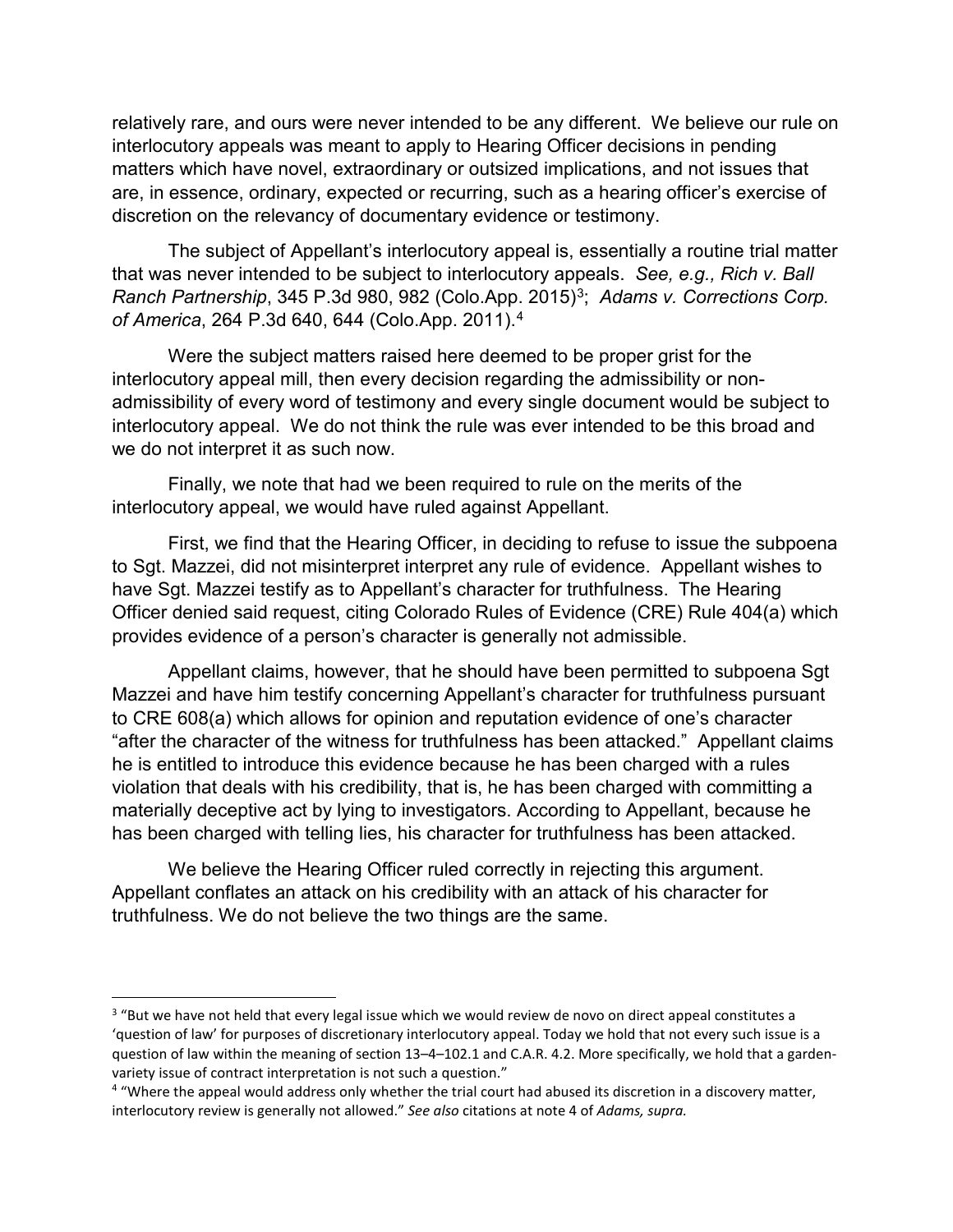relatively rare, and ours were never intended to be any different. We believe our rule on interlocutory appeals was meant to apply to Hearing Officer decisions in pending matters which have novel, extraordinary or outsized implications, and not issues that are, in essence, ordinary, expected or recurring, such as a hearing officer's exercise of discretion on the relevancy of documentary evidence or testimony.

The subject of Appellant's interlocutory appeal is, essentially a routine trial matter that was never intended to be subject to interlocutory appeals. *See, e.g., Rich v. Ball Ranch Partnership*, 345 P.3d 980, 982 (Colo.App. 2015)[3]; *Adams v. Corrections Corp. of America*, 264 P.3d 640, 644 (Colo.App. 2011).[4]

Were the subject matters raised here deemed to be proper grist for the interlocutory appeal mill, then every decision regarding the admissibility or non-admissibility of every word of testimony and every single document would be subject to interlocutory appeal. We do not think the rule was ever intended to be this broad and we do not interpret it as such now.

Finally, we note that had we been required to rule on the merits of the interlocutory appeal, we would have ruled against Appellant.

First, we find that the Hearing Officer, in deciding to refuse to issue the subpoena to Sgt. Mazzei, did not misinterpret interpret any rule of evidence. Appellant wishes to have Sgt. Mazzei testify as to Appellant's character for truthfulness. The Hearing Officer denied said request, citing Colorado Rules of Evidence (CRE) Rule 404(a) which provides evidence of a person's character is generally not admissible.

Appellant claims, however, that he should have been permitted to subpoena Sgt Mazzei and have him testify concerning Appellant's character for truthfulness pursuant to CRE 608(a) which allows for opinion and reputation evidence of one's character "after the character of the witness for truthfulness has been attacked." Appellant claims he is entitled to introduce this evidence because he has been charged with a rules violation that deals with his credibility, that is, he has been charged with committing a materially deceptive act by lying to investigators. According to Appellant, because he has been charged with telling lies, his character for truthfulness has been attacked.

We believe the Hearing Officer ruled correctly in rejecting this argument. Appellant conflates an attack on his credibility with an attack of his character for truthfulness. We do not believe the two things are the same.

---

[3] "But we have not held that every legal issue which we would review de novo on direct appeal constitutes a 'question of law' for purposes of discretionary interlocutory appeal. Today we hold that not every such issue is a question of law within the meaning of section 13–4–102.1 and C.A.R. 4.2. More specifically, we hold that a garden-variety issue of contract interpretation is not such a question."

[4] "Where the appeal would address only whether the trial court had abused its discretion in a discovery matter, interlocutory review is generally not allowed." *See also* citations at note 4 of *Adams, supra.*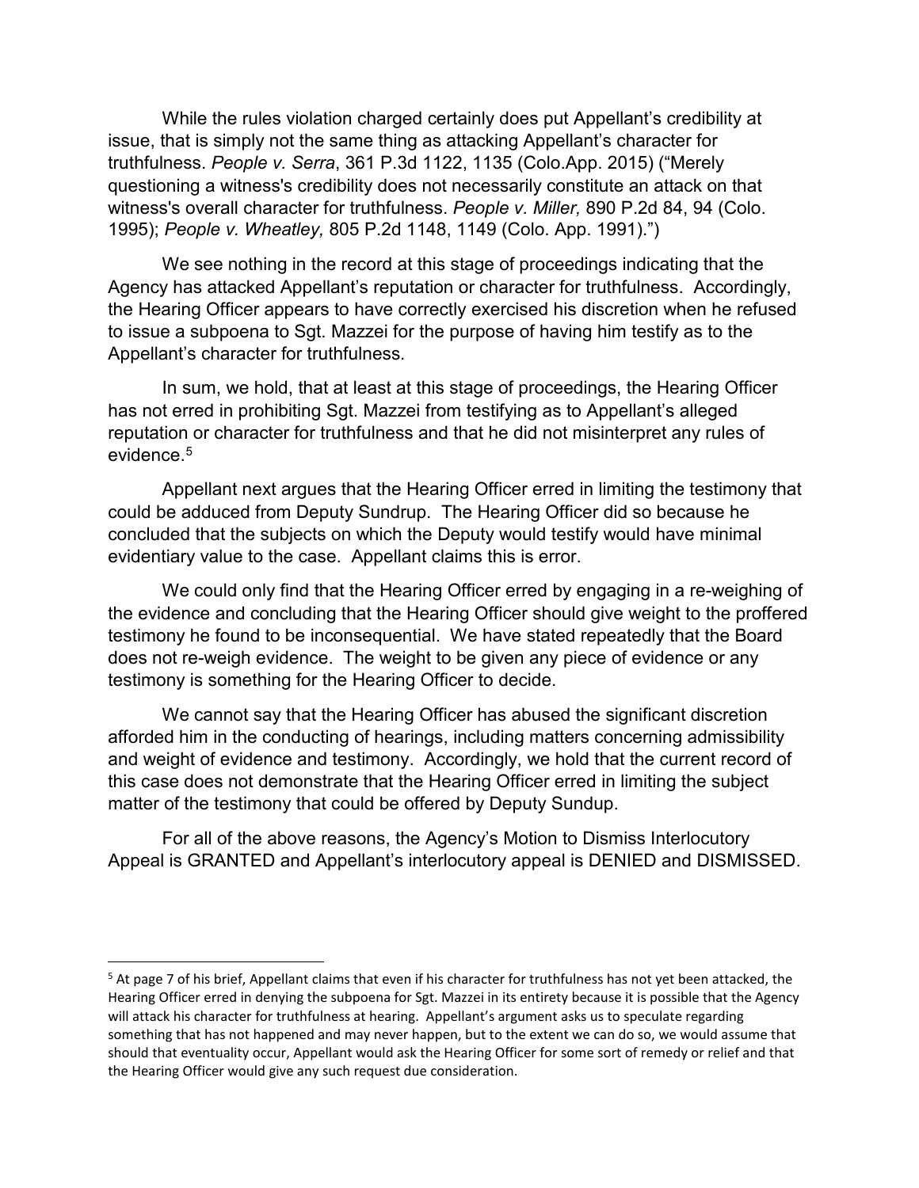While the rules violation charged certainly does put Appellant's credibility at issue, that is simply not the same thing as attacking Appellant's character for truthfulness. *People v. Serra*, 361 P.3d 1122, 1135 (Colo.App. 2015) ("Merely questioning a witness's credibility does not necessarily constitute an attack on that witness's overall character for truthfulness. *People v. Miller,* 890 P.2d 84, 94 (Colo. 1995); *People v. Wheatley,* 805 P.2d 1148, 1149 (Colo. App. 1991).")

We see nothing in the record at this stage of proceedings indicating that the Agency has attacked Appellant's reputation or character for truthfulness. Accordingly, the Hearing Officer appears to have correctly exercised his discretion when he refused to issue a subpoena to Sgt. Mazzei for the purpose of having him testify as to the Appellant's character for truthfulness.

In sum, we hold, that at least at this stage of proceedings, the Hearing Officer has not erred in prohibiting Sgt. Mazzei from testifying as to Appellant's alleged reputation or character for truthfulness and that he did not misinterpret any rules of evidence.[5]

Appellant next argues that the Hearing Officer erred in limiting the testimony that could be adduced from Deputy Sundrup. The Hearing Officer did so because he concluded that the subjects on which the Deputy would testify would have minimal evidentiary value to the case. Appellant claims this is error.

We could only find that the Hearing Officer erred by engaging in a re-weighing of the evidence and concluding that the Hearing Officer should give weight to the proffered testimony he found to be inconsequential. We have stated repeatedly that the Board does not re-weigh evidence. The weight to be given any piece of evidence or any testimony is something for the Hearing Officer to decide.

We cannot say that the Hearing Officer has abused the significant discretion afforded him in the conducting of hearings, including matters concerning admissibility and weight of evidence and testimony. Accordingly, we hold that the current record of this case does not demonstrate that the Hearing Officer erred in limiting the subject matter of the testimony that could be offered by Deputy Sundup.

For all of the above reasons, the Agency's Motion to Dismiss Interlocutory Appeal is GRANTED and Appellant's interlocutory appeal is DENIED and DISMISSED.

---

[5] At page 7 of his brief, Appellant claims that even if his character for truthfulness has not yet been attacked, the Hearing Officer erred in denying the subpoena for Sgt. Mazzei in its entirety because it is possible that the Agency will attack his character for truthfulness at hearing. Appellant's argument asks us to speculate regarding something that has not happened and may never happen, but to the extent we can do so, we would assume that should that eventuality occur, Appellant would ask the Hearing Officer for some sort of remedy or relief and that the Hearing Officer would give any such request due consideration.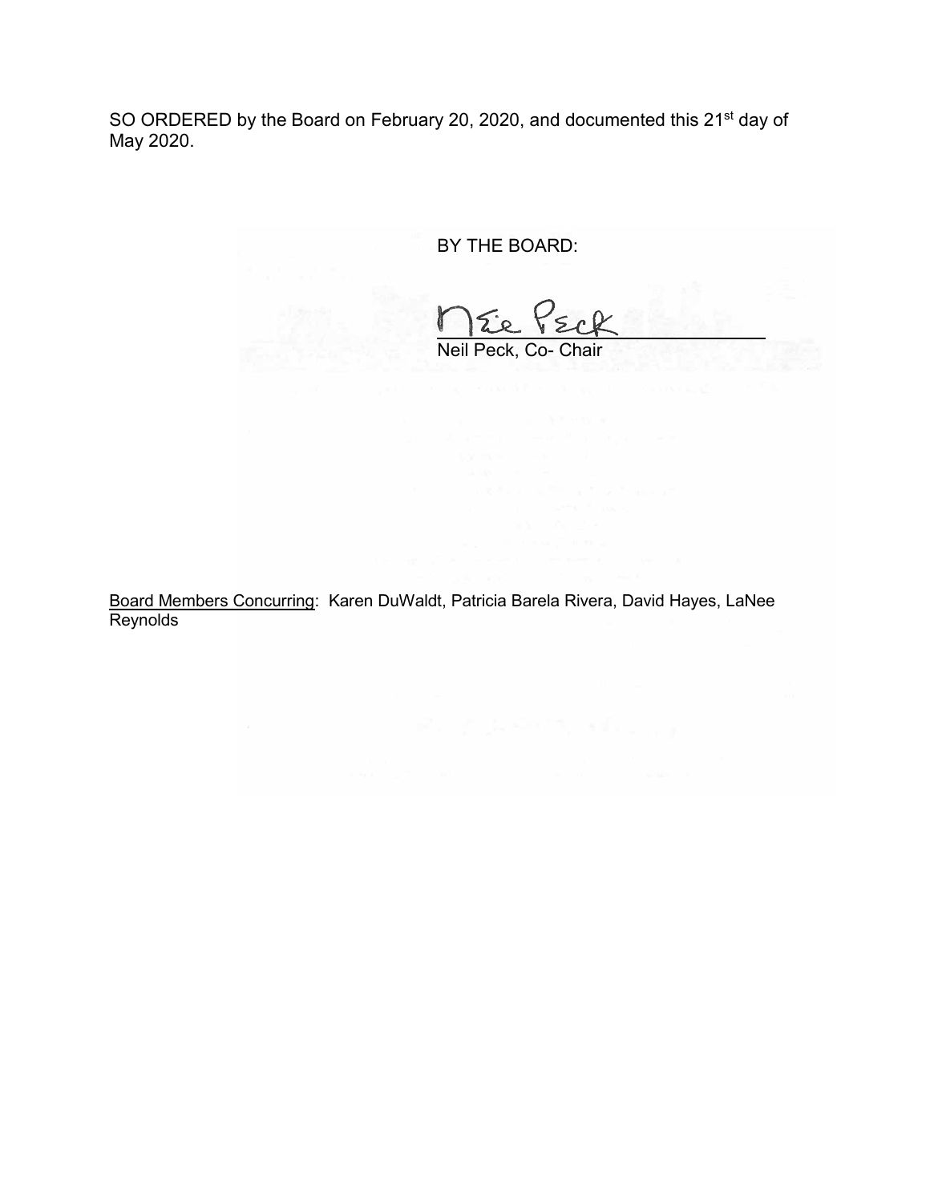SO ORDERED by the Board on February 20, 2020, and documented this 21st day of May 2020.

BY THE BOARD:

Neil Peck, Co- Chair

Board Members Concurring: Karen DuWaldt, Patricia Barela Rivera, David Hayes, LaNee Reynolds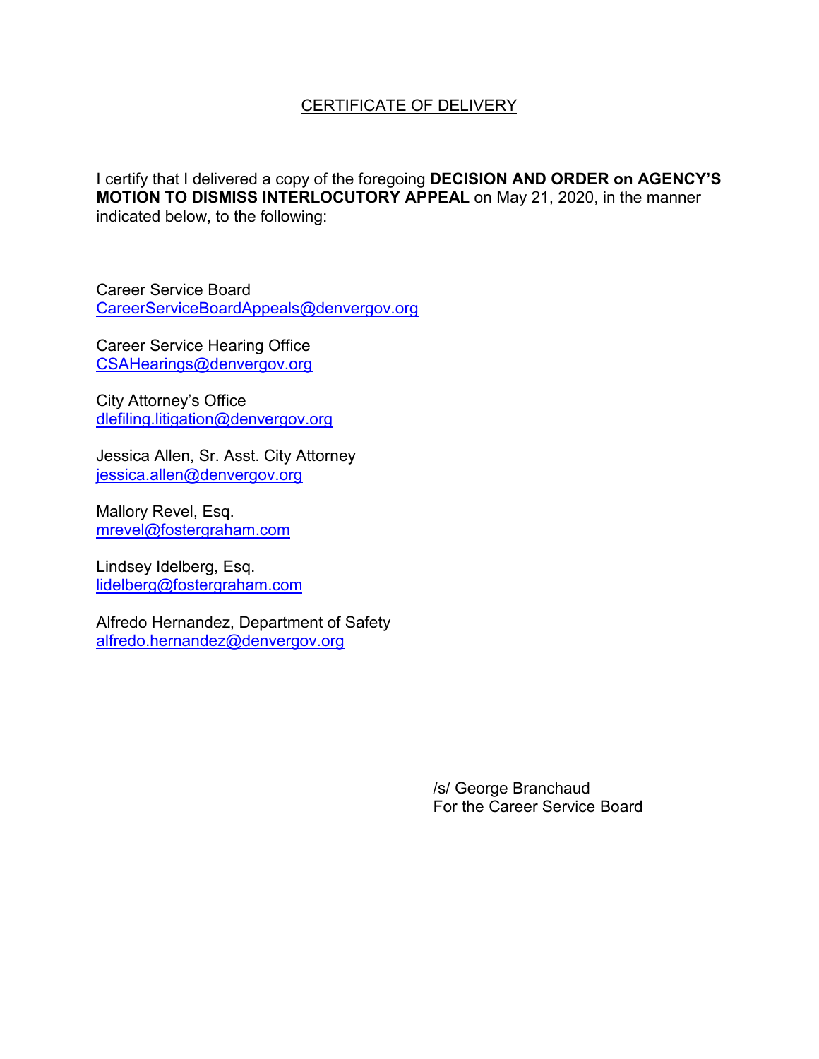# CERTIFICATE OF DELIVERY

I certify that I delivered a copy of the foregoing **DECISION AND ORDER on AGENCY'S MOTION TO DISMISS INTERLOCUTORY APPEAL** on May 21, 2020, in the manner indicated below, to the following:

Career Service Board
CareerServiceBoardAppeals@denvergov.org

Career Service Hearing Office
CSAHearings@denvergov.org

City Attorney's Office
dlefiling.litigation@denvergov.org

Jessica Allen, Sr. Asst. City Attorney
jessica.allen@denvergov.org

Mallory Revel, Esq.
mrevel@fostergraham.com

Lindsey Idelberg, Esq.
lidelberg@fostergraham.com

Alfredo Hernandez, Department of Safety
alfredo.hernandez@denvergov.org

/s/ George Branchaud
For the Career Service Board